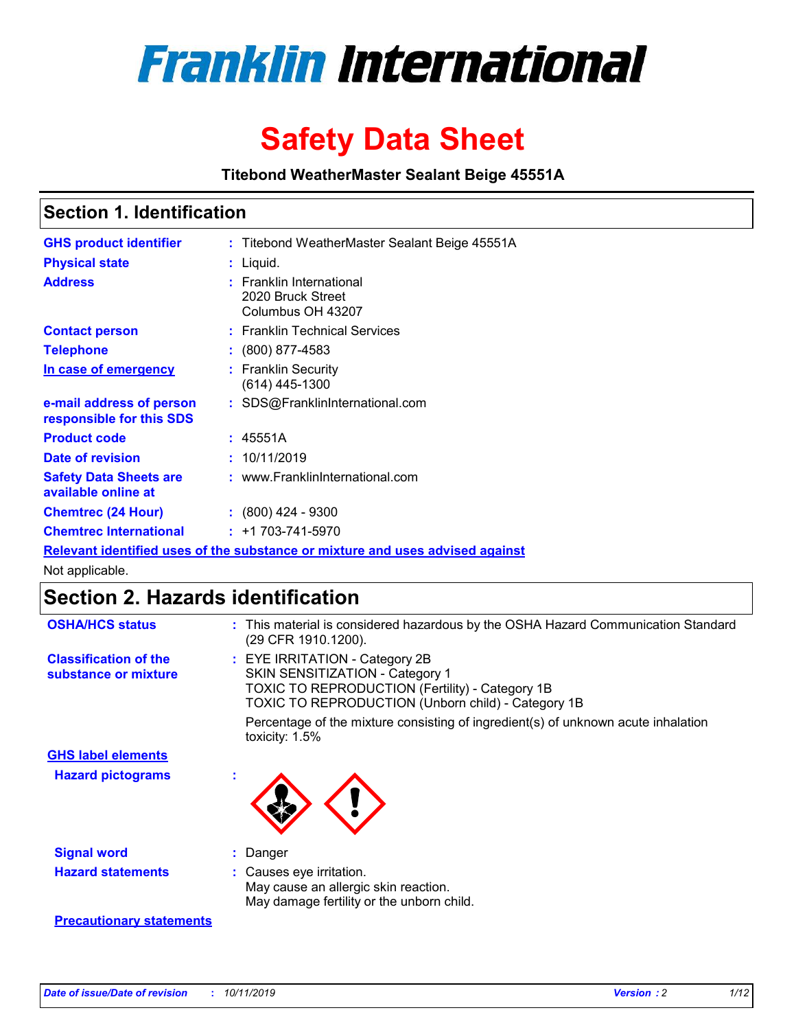# Franklin International

# Safety Data Sheet

**Titebond WeatherMaster Sealant Beige 45551A**

## Section 1. Identification

| | | |
|---|---|---|
| **GHS product identifier** | : | Titebond WeatherMaster Sealant Beige 45551A |
| **Physical state** | : | Liquid. |
| **Address** | : | Franklin International<br>2020 Bruck Street<br>Columbus OH 43207 |
| **Contact person** | : | Franklin Technical Services |
| **Telephone** | : | (800) 877-4583 |
| **In case of emergency** | : | Franklin Security<br>(614) 445-1300 |
| **e-mail address of person responsible for this SDS** | : | SDS@FranklinInternational.com |
| **Product code** | : | 45551A |
| **Date of revision** | : | 10/11/2019 |
| **Safety Data Sheets are available online at** | : | www.FranklinInternational.com |
| **Chemtrec (24 Hour)** | : | (800) 424 - 9300 |
| **Chemtrec International** | : | +1 703-741-5970 |

**Relevant identified uses of the substance or mixture and uses advised against**

Not applicable.

## Section 2. Hazards identification

| | | |
|---|---|---|
| **OSHA/HCS status** | : | This material is considered hazardous by the OSHA Hazard Communication Standard (29 CFR 1910.1200). |
| **Classification of the substance or mixture** | : | EYE IRRITATION - Category 2B<br>SKIN SENSITIZATION - Category 1<br>TOXIC TO REPRODUCTION (Fertility) - Category 1B<br>TOXIC TO REPRODUCTION (Unborn child) - Category 1B<br><br>Percentage of the mixture consisting of ingredient(s) of unknown acute inhalation toxicity: 1.5% |

**GHS label elements**

| | | |
|---|---|---|
| **Hazard pictograms** | : | |
| **Signal word** | : | Danger |
| **Hazard statements** | : | Causes eye irritation.<br>May cause an allergic skin reaction.<br>May damage fertility or the unborn child. |

**Precautionary statements**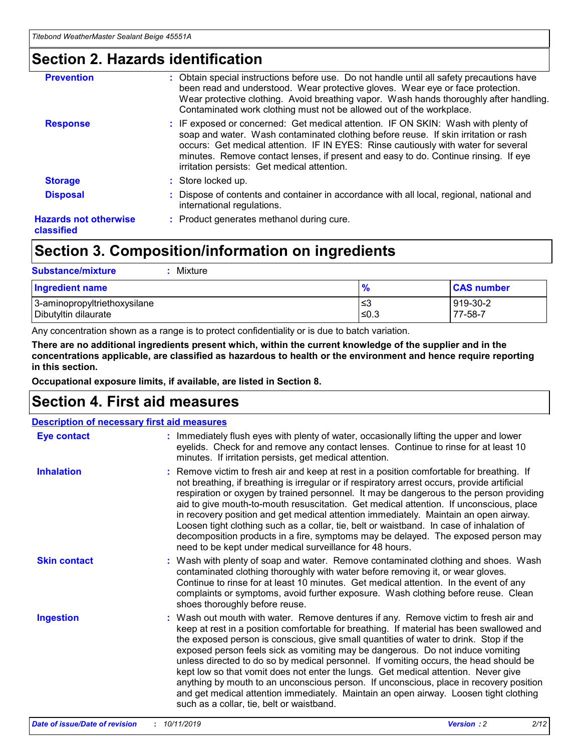## Section 2. Hazards identification

**Prevention** : Obtain special instructions before use. Do not handle until all safety precautions have been read and understood. Wear protective gloves. Wear eye or face protection. Wear protective clothing. Avoid breathing vapor. Wash hands thoroughly after handling. Contaminated work clothing must not be allowed out of the workplace.

**Response** : IF exposed or concerned: Get medical attention. IF ON SKIN: Wash with plenty of soap and water. Wash contaminated clothing before reuse. If skin irritation or rash occurs: Get medical attention. IF IN EYES: Rinse cautiously with water for several minutes. Remove contact lenses, if present and easy to do. Continue rinsing. If eye irritation persists: Get medical attention.

**Storage** : Store locked up.

**Disposal** : Dispose of contents and container in accordance with all local, regional, national and international regulations.

**Hazards not otherwise classified** : Product generates methanol during cure.

## Section 3. Composition/information on ingredients

**Substance/mixture** : Mixture

| Ingredient name | % | CAS number |
|---|---|---|
| 3-aminopropyltriethoxysilane | ≤3 | 919-30-2 |
| Dibutyltin dilaurate | ≤0.3 | 77-58-7 |

Any concentration shown as a range is to protect confidentiality or is due to batch variation.

**There are no additional ingredients present which, within the current knowledge of the supplier and in the concentrations applicable, are classified as hazardous to health or the environment and hence require reporting in this section.**

**Occupational exposure limits, if available, are listed in Section 8.**

## Section 4. First aid measures

### Description of necessary first aid measures

**Eye contact** : Immediately flush eyes with plenty of water, occasionally lifting the upper and lower eyelids. Check for and remove any contact lenses. Continue to rinse for at least 10 minutes. If irritation persists, get medical attention.

**Inhalation** : Remove victim to fresh air and keep at rest in a position comfortable for breathing. If not breathing, if breathing is irregular or if respiratory arrest occurs, provide artificial respiration or oxygen by trained personnel. It may be dangerous to the person providing aid to give mouth-to-mouth resuscitation. Get medical attention. If unconscious, place in recovery position and get medical attention immediately. Maintain an open airway. Loosen tight clothing such as a collar, tie, belt or waistband. In case of inhalation of decomposition products in a fire, symptoms may be delayed. The exposed person may need to be kept under medical surveillance for 48 hours.

**Skin contact** : Wash with plenty of soap and water. Remove contaminated clothing and shoes. Wash contaminated clothing thoroughly with water before removing it, or wear gloves. Continue to rinse for at least 10 minutes. Get medical attention. In the event of any complaints or symptoms, avoid further exposure. Wash clothing before reuse. Clean shoes thoroughly before reuse.

**Ingestion** : Wash out mouth with water. Remove dentures if any. Remove victim to fresh air and keep at rest in a position comfortable for breathing. If material has been swallowed and the exposed person is conscious, give small quantities of water to drink. Stop if the exposed person feels sick as vomiting may be dangerous. Do not induce vomiting unless directed to do so by medical personnel. If vomiting occurs, the head should be kept low so that vomit does not enter the lungs. Get medical attention. Never give anything by mouth to an unconscious person. If unconscious, place in recovery position and get medical attention immediately. Maintain an open airway. Loosen tight clothing such as a collar, tie, belt or waistband.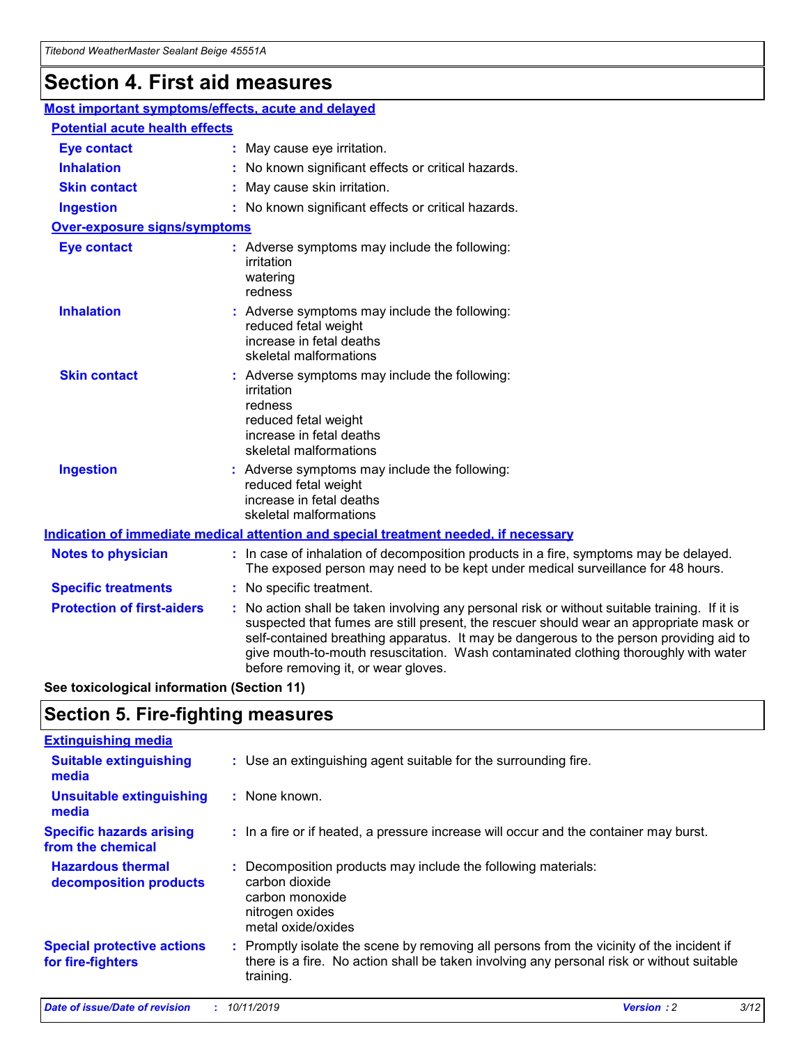# Section 4. First aid measures

## Most important symptoms/effects, acute and delayed

### Potential acute health effects

| | |
|---|---|
| **Eye contact** | May cause eye irritation. |
| **Inhalation** | No known significant effects or critical hazards. |
| **Skin contact** | May cause skin irritation. |
| **Ingestion** | No known significant effects or critical hazards. |

### Over-exposure signs/symptoms

| | |
|---|---|
| **Eye contact** | Adverse symptoms may include the following: irritation, watering, redness |
| **Inhalation** | Adverse symptoms may include the following: reduced fetal weight, increase in fetal deaths, skeletal malformations |
| **Skin contact** | Adverse symptoms may include the following: irritation, redness, reduced fetal weight, increase in fetal deaths, skeletal malformations |
| **Ingestion** | Adverse symptoms may include the following: reduced fetal weight, increase in fetal deaths, skeletal malformations |

## Indication of immediate medical attention and special treatment needed, if necessary

| | |
|---|---|
| **Notes to physician** | In case of inhalation of decomposition products in a fire, symptoms may be delayed. The exposed person may need to be kept under medical surveillance for 48 hours. |
| **Specific treatments** | No specific treatment. |
| **Protection of first-aiders** | No action shall be taken involving any personal risk or without suitable training. If it is suspected that fumes are still present, the rescuer should wear an appropriate mask or self-contained breathing apparatus. It may be dangerous to the person providing aid to give mouth-to-mouth resuscitation. Wash contaminated clothing thoroughly with water before removing it, or wear gloves. |

**See toxicological information (Section 11)**

# Section 5. Fire-fighting measures

## Extinguishing media

| | |
|---|---|
| **Suitable extinguishing media** | Use an extinguishing agent suitable for the surrounding fire. |
| **Unsuitable extinguishing media** | None known. |
| **Specific hazards arising from the chemical** | In a fire or if heated, a pressure increase will occur and the container may burst. |
| **Hazardous thermal decomposition products** | Decomposition products may include the following materials: carbon dioxide, carbon monoxide, nitrogen oxides, metal oxide/oxides |
| **Special protective actions for fire-fighters** | Promptly isolate the scene by removing all persons from the vicinity of the incident if there is a fire. No action shall be taken involving any personal risk or without suitable training. |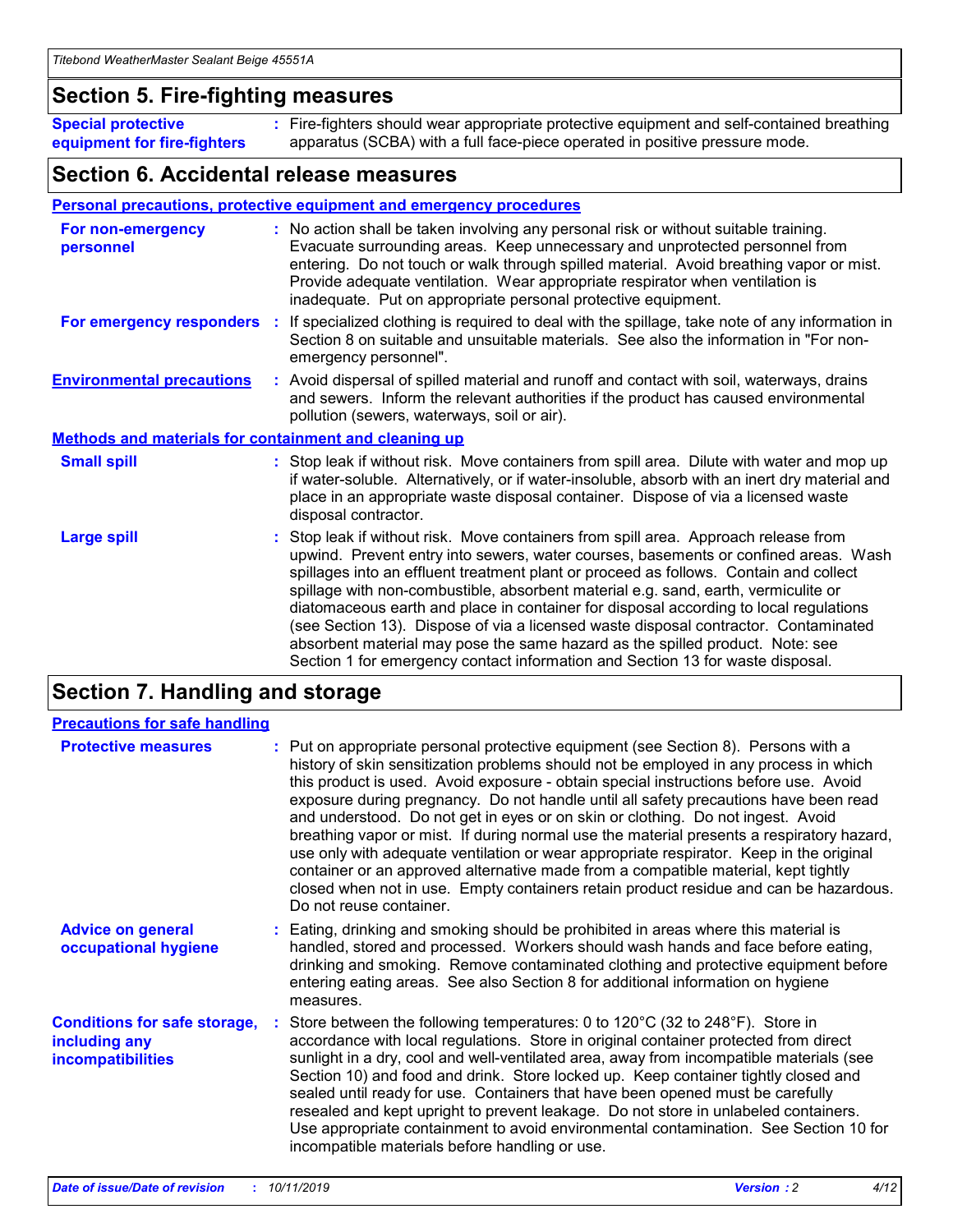## Section 5. Fire-fighting measures

**Special protective equipment for fire-fighters** : Fire-fighters should wear appropriate protective equipment and self-contained breathing apparatus (SCBA) with a full face-piece operated in positive pressure mode.

## Section 6. Accidental release measures

### Personal precautions, protective equipment and emergency procedures

**For non-emergency personnel** : No action shall be taken involving any personal risk or without suitable training. Evacuate surrounding areas. Keep unnecessary and unprotected personnel from entering. Do not touch or walk through spilled material. Avoid breathing vapor or mist. Provide adequate ventilation. Wear appropriate respirator when ventilation is inadequate. Put on appropriate personal protective equipment.

**For emergency responders** : If specialized clothing is required to deal with the spillage, take note of any information in Section 8 on suitable and unsuitable materials. See also the information in "For non-emergency personnel".

**Environmental precautions** : Avoid dispersal of spilled material and runoff and contact with soil, waterways, drains and sewers. Inform the relevant authorities if the product has caused environmental pollution (sewers, waterways, soil or air).

### Methods and materials for containment and cleaning up

**Small spill** : Stop leak if without risk. Move containers from spill area. Dilute with water and mop up if water-soluble. Alternatively, or if water-insoluble, absorb with an inert dry material and place in an appropriate waste disposal container. Dispose of via a licensed waste disposal contractor.

**Large spill** : Stop leak if without risk. Move containers from spill area. Approach release from upwind. Prevent entry into sewers, water courses, basements or confined areas. Wash spillages into an effluent treatment plant or proceed as follows. Contain and collect spillage with non-combustible, absorbent material e.g. sand, earth, vermiculite or diatomaceous earth and place in container for disposal according to local regulations (see Section 13). Dispose of via a licensed waste disposal contractor. Contaminated absorbent material may pose the same hazard as the spilled product. Note: see Section 1 for emergency contact information and Section 13 for waste disposal.

## Section 7. Handling and storage

### Precautions for safe handling

**Protective measures** : Put on appropriate personal protective equipment (see Section 8). Persons with a history of skin sensitization problems should not be employed in any process in which this product is used. Avoid exposure - obtain special instructions before use. Avoid exposure during pregnancy. Do not handle until all safety precautions have been read and understood. Do not get in eyes or on skin or clothing. Do not ingest. Avoid breathing vapor or mist. If during normal use the material presents a respiratory hazard, use only with adequate ventilation or wear appropriate respirator. Keep in the original container or an approved alternative made from a compatible material, kept tightly closed when not in use. Empty containers retain product residue and can be hazardous. Do not reuse container.

**Advice on general occupational hygiene** : Eating, drinking and smoking should be prohibited in areas where this material is handled, stored and processed. Workers should wash hands and face before eating, drinking and smoking. Remove contaminated clothing and protective equipment before entering eating areas. See also Section 8 for additional information on hygiene measures.

**Conditions for safe storage, including any incompatibilities** : Store between the following temperatures: 0 to 120°C (32 to 248°F). Store in accordance with local regulations. Store in original container protected from direct sunlight in a dry, cool and well-ventilated area, away from incompatible materials (see Section 10) and food and drink. Store locked up. Keep container tightly closed and sealed until ready for use. Containers that have been opened must be carefully resealed and kept upright to prevent leakage. Do not store in unlabeled containers. Use appropriate containment to avoid environmental contamination. See Section 10 for incompatible materials before handling or use.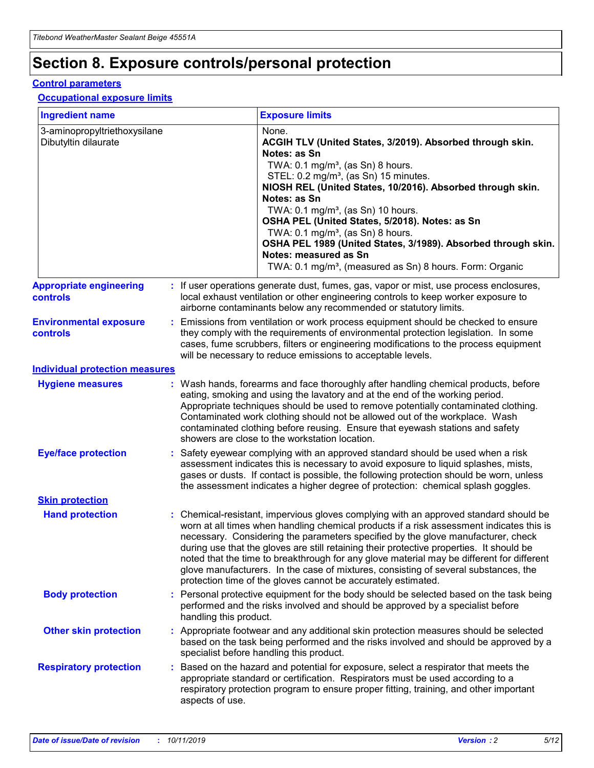# Section 8. Exposure controls/personal protection

## Control parameters

### Occupational exposure limits

| Ingredient name | Exposure limits |
| --- | --- |
| 3-aminopropyltriethoxysilane | None. |
| Dibutyltin dilaurate | **ACGIH TLV (United States, 3/2019). Absorbed through skin. Notes: as Sn**<br>TWA: 0.1 mg/m³, (as Sn) 8 hours.<br>STEL: 0.2 mg/m³, (as Sn) 15 minutes.<br>**NIOSH REL (United States, 10/2016). Absorbed through skin. Notes: as Sn**<br>TWA: 0.1 mg/m³, (as Sn) 10 hours.<br>**OSHA PEL (United States, 5/2018). Notes: as Sn**<br>TWA: 0.1 mg/m³, (as Sn) 8 hours.<br>**OSHA PEL 1989 (United States, 3/1989). Absorbed through skin. Notes: measured as Sn**<br>TWA: 0.1 mg/m³, (measured as Sn) 8 hours. Form: Organic |

**Appropriate engineering controls** : If user operations generate dust, fumes, gas, vapor or mist, use process enclosures, local exhaust ventilation or other engineering controls to keep worker exposure to airborne contaminants below any recommended or statutory limits.

**Environmental exposure controls** : Emissions from ventilation or work process equipment should be checked to ensure they comply with the requirements of environmental protection legislation. In some cases, fume scrubbers, filters or engineering modifications to the process equipment will be necessary to reduce emissions to acceptable levels.

## Individual protection measures

**Hygiene measures** : Wash hands, forearms and face thoroughly after handling chemical products, before eating, smoking and using the lavatory and at the end of the working period. Appropriate techniques should be used to remove potentially contaminated clothing. Contaminated work clothing should not be allowed out of the workplace. Wash contaminated clothing before reusing. Ensure that eyewash stations and safety showers are close to the workstation location.

**Eye/face protection** : Safety eyewear complying with an approved standard should be used when a risk assessment indicates this is necessary to avoid exposure to liquid splashes, mists, gases or dusts. If contact is possible, the following protection should be worn, unless the assessment indicates a higher degree of protection: chemical splash goggles.

### Skin protection

**Hand protection** : Chemical-resistant, impervious gloves complying with an approved standard should be worn at all times when handling chemical products if a risk assessment indicates this is necessary. Considering the parameters specified by the glove manufacturer, check during use that the gloves are still retaining their protective properties. It should be noted that the time to breakthrough for any glove material may be different for different glove manufacturers. In the case of mixtures, consisting of several substances, the protection time of the gloves cannot be accurately estimated.

**Body protection** : Personal protective equipment for the body should be selected based on the task being performed and the risks involved and should be approved by a specialist before handling this product.

**Other skin protection** : Appropriate footwear and any additional skin protection measures should be selected based on the task being performed and the risks involved and should be approved by a specialist before handling this product.

**Respiratory protection** : Based on the hazard and potential for exposure, select a respirator that meets the appropriate standard or certification. Respirators must be used according to a respiratory protection program to ensure proper fitting, training, and other important aspects of use.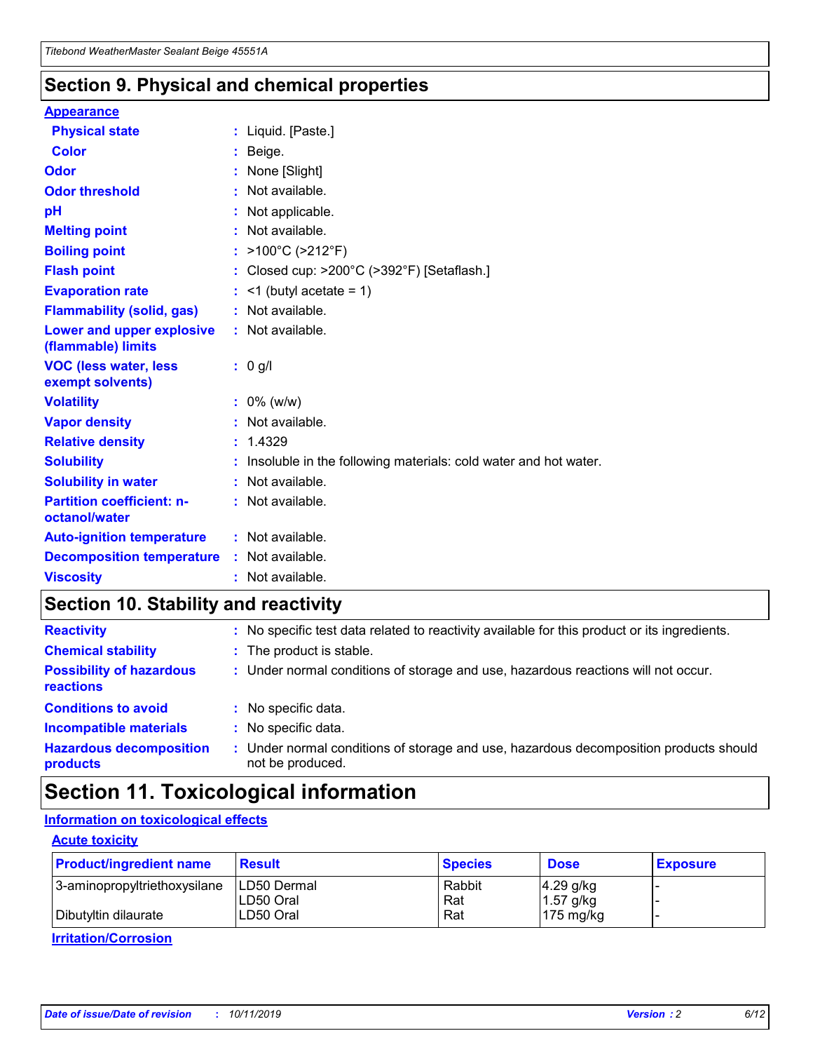## Section 9. Physical and chemical properties

### Appearance

| | |
|---|---|
| **Physical state** | : Liquid. [Paste.] |
| **Color** | : Beige. |
| **Odor** | : None [Slight] |
| **Odor threshold** | : Not available. |
| **pH** | : Not applicable. |
| **Melting point** | : Not available. |
| **Boiling point** | : >100°C (>212°F) |
| **Flash point** | : Closed cup: >200°C (>392°F) [Setaflash.] |
| **Evaporation rate** | : <1 (butyl acetate = 1) |
| **Flammability (solid, gas)** | : Not available. |
| **Lower and upper explosive (flammable) limits** | : Not available. |
| **VOC (less water, less exempt solvents)** | : 0 g/l |
| **Volatility** | : 0% (w/w) |
| **Vapor density** | : Not available. |
| **Relative density** | : 1.4329 |
| **Solubility** | : Insoluble in the following materials: cold water and hot water. |
| **Solubility in water** | : Not available. |
| **Partition coefficient: n-octanol/water** | : Not available. |
| **Auto-ignition temperature** | : Not available. |
| **Decomposition temperature** | : Not available. |
| **Viscosity** | : Not available. |

## Section 10. Stability and reactivity

| | |
|---|---|
| **Reactivity** | : No specific test data related to reactivity available for this product or its ingredients. |
| **Chemical stability** | : The product is stable. |
| **Possibility of hazardous reactions** | : Under normal conditions of storage and use, hazardous reactions will not occur. |
| **Conditions to avoid** | : No specific data. |
| **Incompatible materials** | : No specific data. |
| **Hazardous decomposition products** | : Under normal conditions of storage and use, hazardous decomposition products should not be produced. |

## Section 11. Toxicological information

### Information on toxicological effects

#### Acute toxicity

| Product/ingredient name | Result | Species | Dose | Exposure |
|---|---|---|---|---|
| 3-aminopropyltriethoxysilane | LD50 Dermal | Rabbit | 4.29 g/kg | - |
| | LD50 Oral | Rat | 1.57 g/kg | - |
| Dibutyltin dilaurate | LD50 Oral | Rat | 175 mg/kg | - |

#### Irritation/Corrosion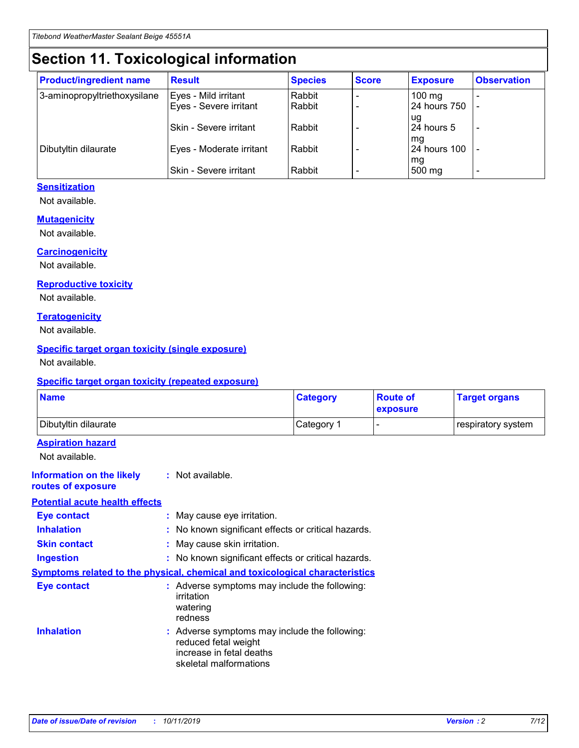# Section 11. Toxicological information

| Product/ingredient name | Result | Species | Score | Exposure | Observation |
|---|---|---|---|---|---|
| 3-aminopropyltriethoxysilane | Eyes - Mild irritant | Rabbit | - | 100 mg | - |
| | Eyes - Severe irritant | Rabbit | - | 24 hours 750 ug | - |
| | Skin - Severe irritant | Rabbit | - | 24 hours 5 mg | - |
| Dibutyltin dilaurate | Eyes - Moderate irritant | Rabbit | - | 24 hours 100 mg | - |
| | Skin - Severe irritant | Rabbit | - | 500 mg | - |

### Sensitization

Not available.

### Mutagenicity

Not available.

### Carcinogenicity

Not available.

### Reproductive toxicity

Not available.

### Teratogenicity

Not available.

### Specific target organ toxicity (single exposure)

Not available.

### Specific target organ toxicity (repeated exposure)

| Name | Category | Route of exposure | Target organs |
|---|---|---|---|
| Dibutyltin dilaurate | Category 1 | - | respiratory system |

### Aspiration hazard

Not available.

**Information on the likely routes of exposure** : Not available.

### Potential acute health effects

**Eye contact** : May cause eye irritation.

**Inhalation** : No known significant effects or critical hazards.

**Skin contact** : May cause skin irritation.

**Ingestion** : No known significant effects or critical hazards.

### Symptoms related to the physical, chemical and toxicological characteristics

**Eye contact** : Adverse symptoms may include the following:
irritation
watering
redness

**Inhalation** : Adverse symptoms may include the following:
reduced fetal weight
increase in fetal deaths
skeletal malformations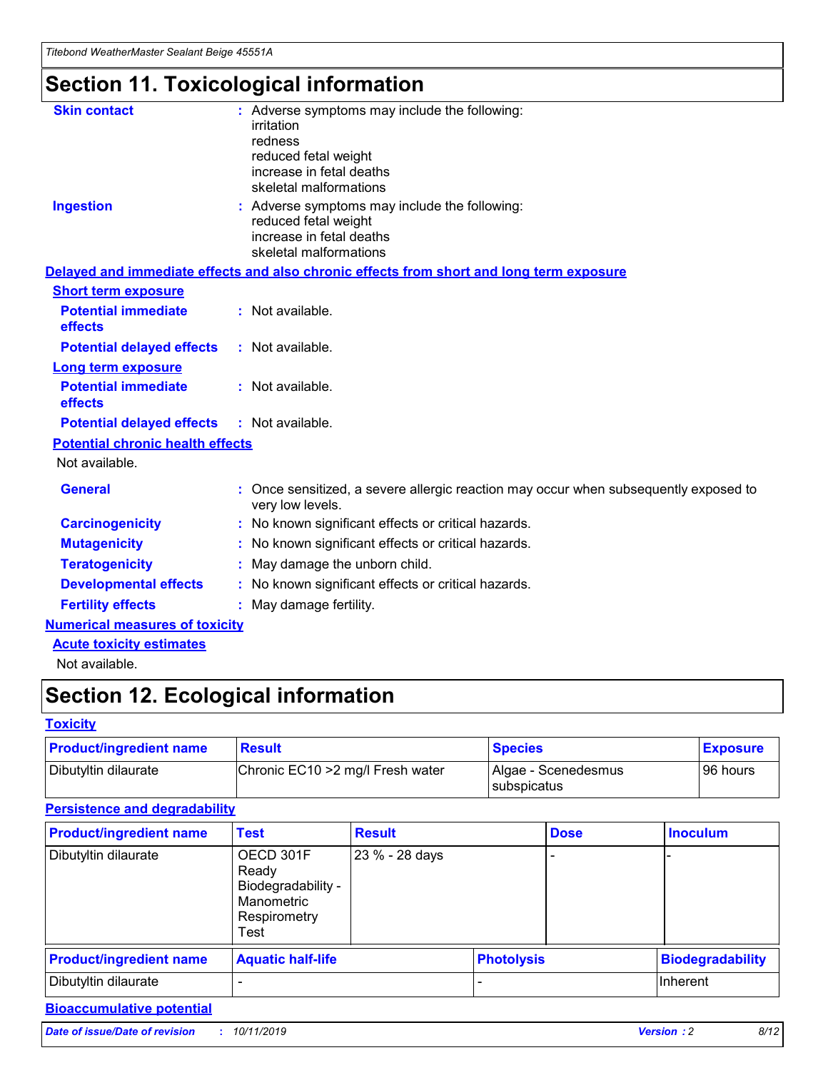# Section 11. Toxicological information

**Skin contact** : Adverse symptoms may include the following:
irritation
redness
reduced fetal weight
increase in fetal deaths
skeletal malformations

**Ingestion** : Adverse symptoms may include the following:
reduced fetal weight
increase in fetal deaths
skeletal malformations

## Delayed and immediate effects and also chronic effects from short and long term exposure

### Short term exposure

**Potential immediate effects** : Not available.

**Potential delayed effects** : Not available.

### Long term exposure

**Potential immediate effects** : Not available.

**Potential delayed effects** : Not available.

### Potential chronic health effects

Not available.

**General** : Once sensitized, a severe allergic reaction may occur when subsequently exposed to very low levels.

**Carcinogenicity** : No known significant effects or critical hazards.

**Mutagenicity** : No known significant effects or critical hazards.

**Teratogenicity** : May damage the unborn child.

**Developmental effects** : No known significant effects or critical hazards.

**Fertility effects** : May damage fertility.

## Numerical measures of toxicity

### Acute toxicity estimates

Not available.

# Section 12. Ecological information

## Toxicity

| Product/ingredient name | Result | Species | Exposure |
|---|---|---|---|
| Dibutyltin dilaurate | Chronic EC10 >2 mg/l Fresh water | Algae - Scenedesmus subspicatus | 96 hours |

## Persistence and degradability

| Product/ingredient name | Test | Result | Dose | Inoculum |
|---|---|---|---|---|
| Dibutyltin dilaurate | OECD 301F Ready Biodegradability - Manometric Respirometry Test | 23 % - 28 days | - | - |

| Product/ingredient name | Aquatic half-life | Photolysis | Biodegradability |
|---|---|---|---|
| Dibutyltin dilaurate | - | - | Inherent |

## Bioaccumulative potential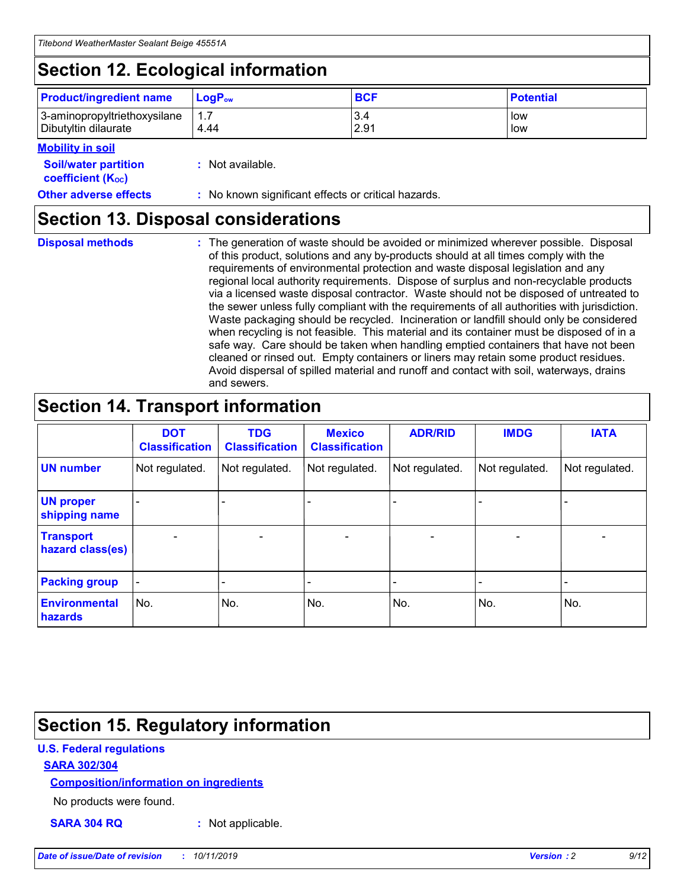## Section 12. Ecological information

| Product/ingredient name | $LogP_{ow}$ | BCF | Potential |
|---|---|---|---|
| 3-aminopropyltriethoxysilane | 1.7 | 3.4 | low |
| Dibutyltin dilaurate | 4.44 | 2.91 | low |

**Mobility in soil**

**Soil/water partition coefficient ($K_{OC}$)** : Not available.

**Other adverse effects** : No known significant effects or critical hazards.

## Section 13. Disposal considerations

**Disposal methods** : The generation of waste should be avoided or minimized wherever possible. Disposal of this product, solutions and any by-products should at all times comply with the requirements of environmental protection and waste disposal legislation and any regional local authority requirements. Dispose of surplus and non-recyclable products via a licensed waste disposal contractor. Waste should not be disposed of untreated to the sewer unless fully compliant with the requirements of all authorities with jurisdiction. Waste packaging should be recycled. Incineration or landfill should only be considered when recycling is not feasible. This material and its container must be disposed of in a safe way. Care should be taken when handling emptied containers that have not been cleaned or rinsed out. Empty containers or liners may retain some product residues. Avoid dispersal of spilled material and runoff and contact with soil, waterways, drains and sewers.

## Section 14. Transport information

| | DOT Classification | TDG Classification | Mexico Classification | ADR/RID | IMDG | IATA |
|---|---|---|---|---|---|---|
| UN number | Not regulated. | Not regulated. | Not regulated. | Not regulated. | Not regulated. | Not regulated. |
| UN proper shipping name | - | - | - | - | - | - |
| Transport hazard class(es) | - | - | - | - | - | - |
| Packing group | - | - | - | - | - | - |
| Environmental hazards | No. | No. | No. | No. | No. | No. |

## Section 15. Regulatory information

**U.S. Federal regulations**

**SARA 302/304**

**Composition/information on ingredients**

No products were found.

**SARA 304 RQ** : Not applicable.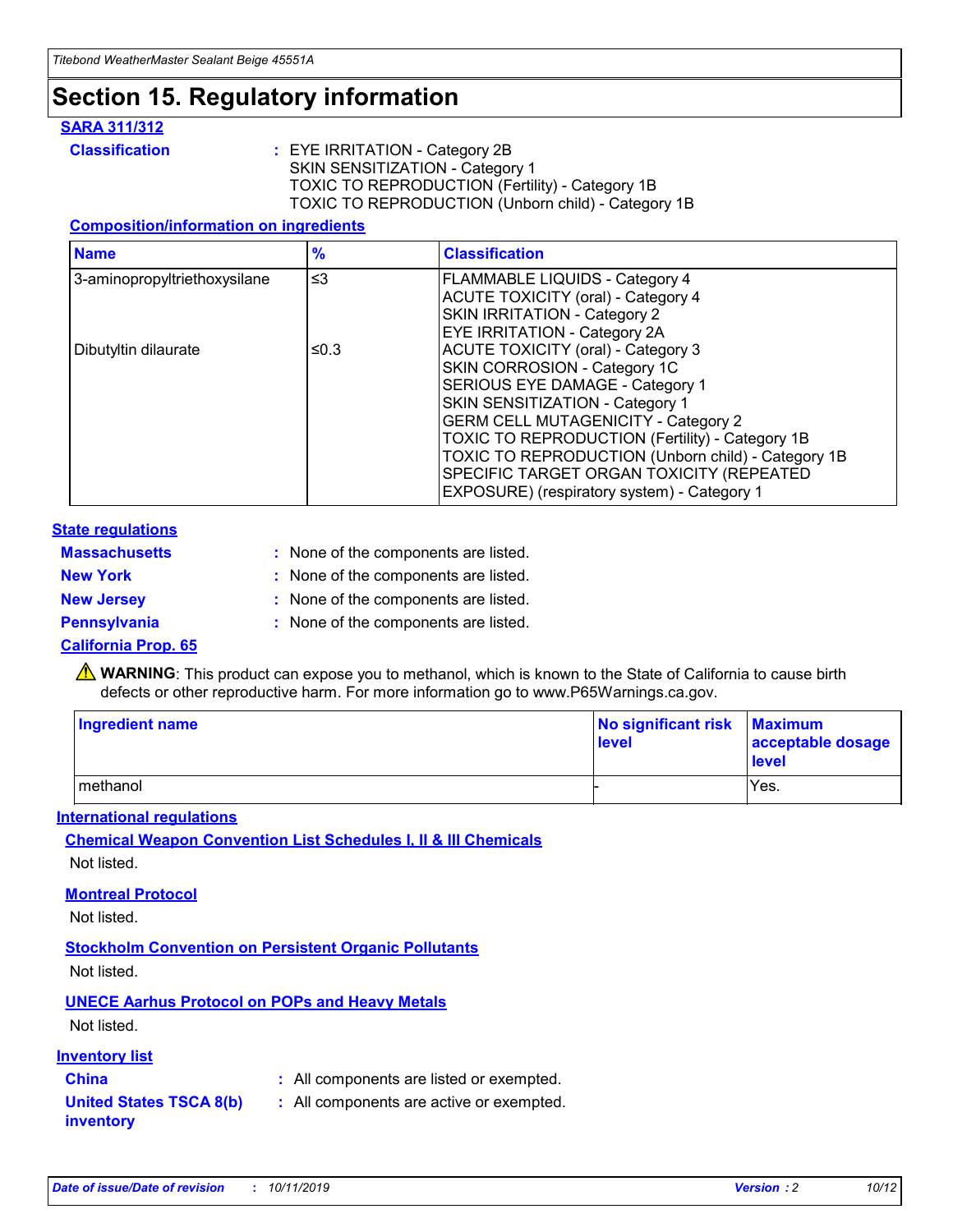# Section 15. Regulatory information

**SARA 311/312**

**Classification** : EYE IRRITATION - Category 2B
SKIN SENSITIZATION - Category 1
TOXIC TO REPRODUCTION (Fertility) - Category 1B
TOXIC TO REPRODUCTION (Unborn child) - Category 1B

**Composition/information on ingredients**

| Name | % | Classification |
|---|---|---|
| 3-aminopropyltriethoxysilane | ≤3 | FLAMMABLE LIQUIDS - Category 4<br>ACUTE TOXICITY (oral) - Category 4<br>SKIN IRRITATION - Category 2<br>EYE IRRITATION - Category 2A |
| Dibutyltin dilaurate | ≤0.3 | ACUTE TOXICITY (oral) - Category 3<br>SKIN CORROSION - Category 1C<br>SERIOUS EYE DAMAGE - Category 1<br>SKIN SENSITIZATION - Category 1<br>GERM CELL MUTAGENICITY - Category 2<br>TOXIC TO REPRODUCTION (Fertility) - Category 1B<br>TOXIC TO REPRODUCTION (Unborn child) - Category 1B<br>SPECIFIC TARGET ORGAN TOXICITY (REPEATED EXPOSURE) (respiratory system) - Category 1 |

**State regulations**

**Massachusetts** : None of the components are listed.

**New York** : None of the components are listed.

**New Jersey** : None of the components are listed.

**Pennsylvania** : None of the components are listed.

**California Prop. 65**

⚠ **WARNING**: This product can expose you to methanol, which is known to the State of California to cause birth defects or other reproductive harm. For more information go to www.P65Warnings.ca.gov.

| Ingredient name | No significant risk level | Maximum acceptable dosage level |
|---|---|---|
| methanol | - | Yes. |

**International regulations**

**Chemical Weapon Convention List Schedules I, II & III Chemicals**

Not listed.

**Montreal Protocol**

Not listed.

**Stockholm Convention on Persistent Organic Pollutants**

Not listed.

**UNECE Aarhus Protocol on POPs and Heavy Metals**

Not listed.

**Inventory list**

**China** : All components are listed or exempted.

**United States TSCA 8(b) inventory** : All components are active or exempted.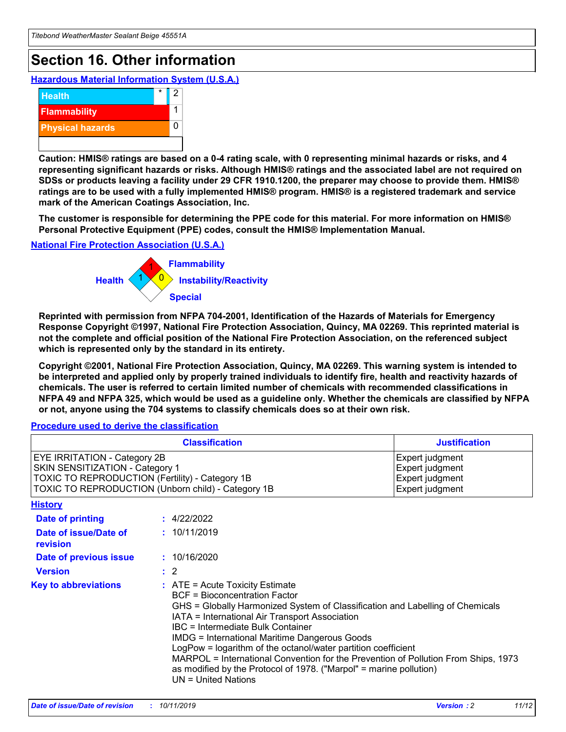# Section 16. Other information

### Hazardous Material Information System (U.S.A.)

| | | |
|---|---|---|
| Health | * | 2 |
| Flammability | | 1 |
| Physical hazards | | 0 |
| | | |

**Caution: HMIS® ratings are based on a 0-4 rating scale, with 0 representing minimal hazards or risks, and 4 representing significant hazards or risks. Although HMIS® ratings and the associated label are not required on SDSs or products leaving a facility under 29 CFR 1910.1200, the preparer may choose to provide them. HMIS® ratings are to be used with a fully implemented HMIS® program. HMIS® is a registered trademark and service mark of the American Coatings Association, Inc.**

**The customer is responsible for determining the PPE code for this material. For more information on HMIS® Personal Protective Equipment (PPE) codes, consult the HMIS® Implementation Manual.**

### National Fire Protection Association (U.S.A.)

Health: 1
Flammability: 1
Instability/Reactivity: 0
Special:

**Reprinted with permission from NFPA 704-2001, Identification of the Hazards of Materials for Emergency Response Copyright ©1997, National Fire Protection Association, Quincy, MA 02269. This reprinted material is not the complete and official position of the National Fire Protection Association, on the referenced subject which is represented only by the standard in its entirety.**

**Copyright ©2001, National Fire Protection Association, Quincy, MA 02269. This warning system is intended to be interpreted and applied only by properly trained individuals to identify fire, health and reactivity hazards of chemicals. The user is referred to certain limited number of chemicals with recommended classifications in NFPA 49 and NFPA 325, which would be used as a guideline only. Whether the chemicals are classified by NFPA or not, anyone using the 704 systems to classify chemicals does so at their own risk.**

### Procedure used to derive the classification

| Classification | Justification |
|---|---|
| EYE IRRITATION - Category 2B | Expert judgment |
| SKIN SENSITIZATION - Category 1 | Expert judgment |
| TOXIC TO REPRODUCTION (Fertility) - Category 1B | Expert judgment |
| TOXIC TO REPRODUCTION (Unborn child) - Category 1B | Expert judgment |

### History

**Date of printing** : 4/22/2022

**Date of issue/Date of revision** : 10/11/2019

**Date of previous issue** : 10/16/2020

**Version** : 2

**Key to abbreviations** :
ATE = Acute Toxicity Estimate
BCF = Bioconcentration Factor
GHS = Globally Harmonized System of Classification and Labelling of Chemicals
IATA = International Air Transport Association
IBC = Intermediate Bulk Container
IMDG = International Maritime Dangerous Goods
LogPow = logarithm of the octanol/water partition coefficient
MARPOL = International Convention for the Prevention of Pollution From Ships, 1973 as modified by the Protocol of 1978. ("Marpol" = marine pollution)
UN = United Nations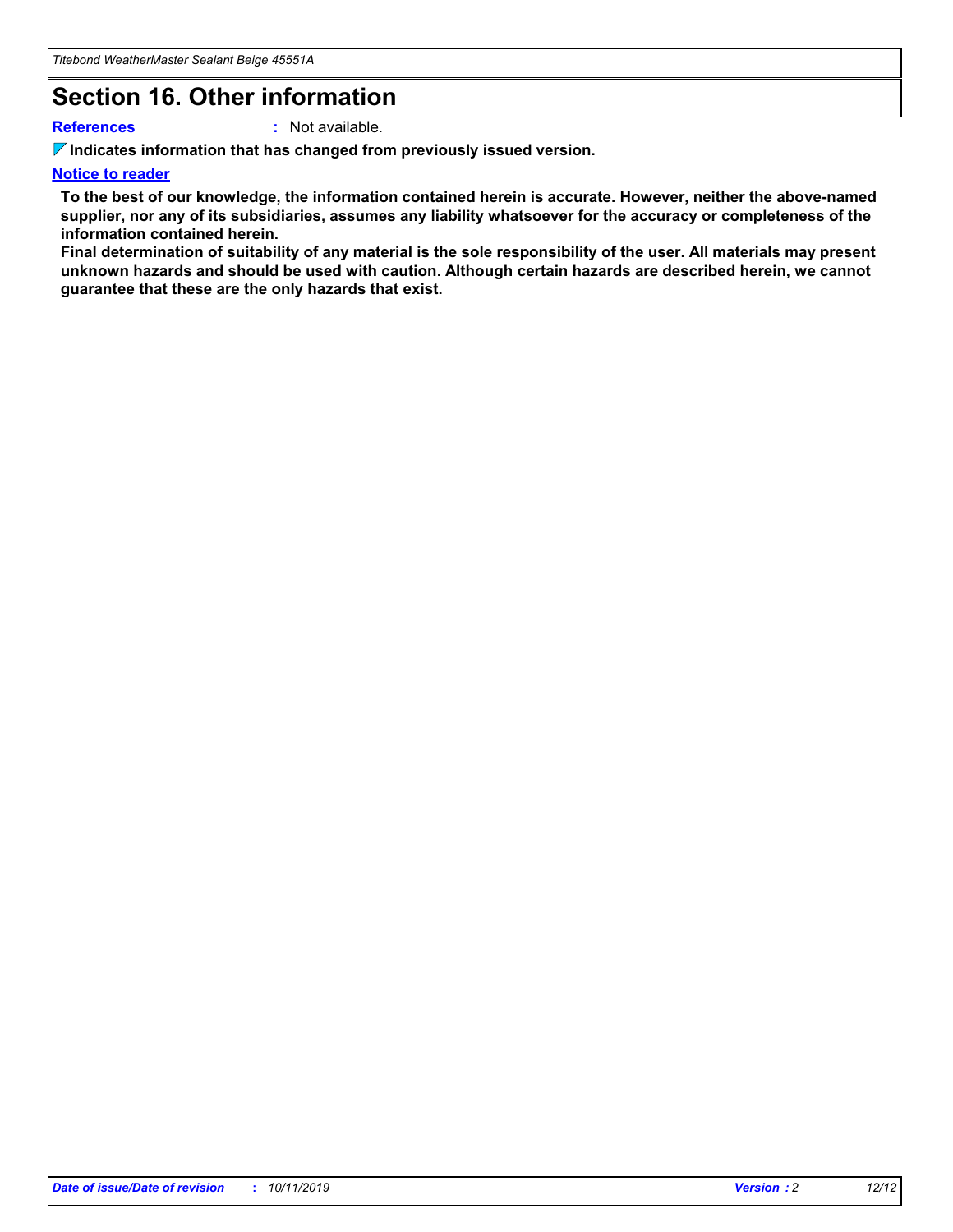## Section 16. Other information

**References** : Not available.

**Indicates information that has changed from previously issued version.**

**Notice to reader**

**To the best of our knowledge, the information contained herein is accurate. However, neither the above-named supplier, nor any of its subsidiaries, assumes any liability whatsoever for the accuracy or completeness of the information contained herein.**

**Final determination of suitability of any material is the sole responsibility of the user. All materials may present unknown hazards and should be used with caution. Although certain hazards are described herein, we cannot guarantee that these are the only hazards that exist.**